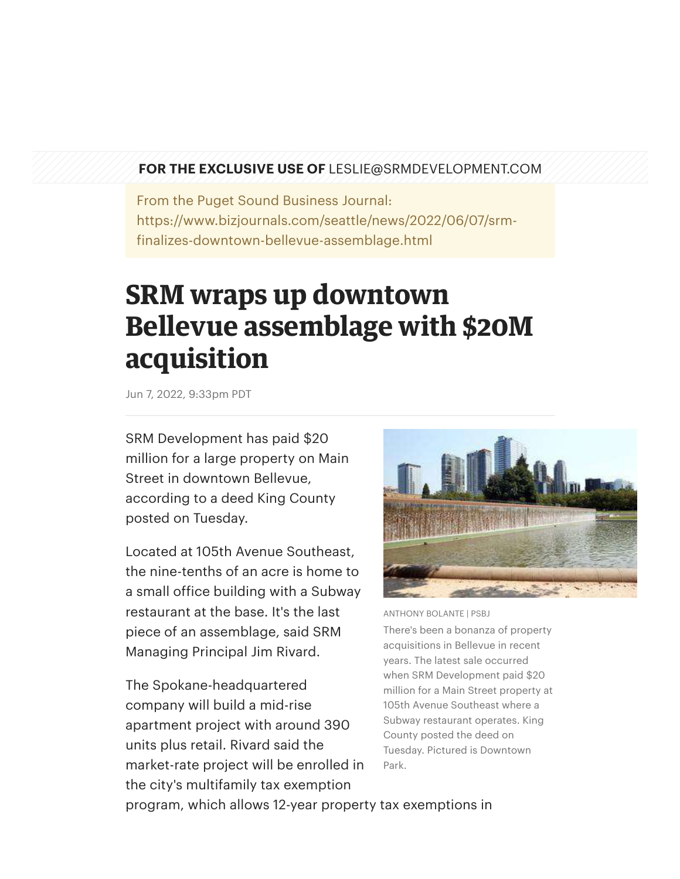**FOR THE EXCLUSIVE USE OF** LESLIE@SRMDEVELOPMENT.COM

From the Puget Sound Business Journal:
https://www.bizjournals.com/seattle/news/2022/06/07/srm-finalizes-downtown-bellevue-assemblage.html

# SRM wraps up downtown Bellevue assemblage with $20M acquisition

Jun 7, 2022, 9:33pm PDT

SRM Development has paid $20 million for a large property on Main Street in downtown Bellevue, according to a deed King County posted on Tuesday.

ANTHONY BOLANTE | PSBJ

There's been a bonanza of property acquisitions in Bellevue in recent years. The latest sale occurred when SRM Development paid $20 million for a Main Street property at 105th Avenue Southeast where a Subway restaurant operates. King County posted the deed on Tuesday. Pictured is Downtown Park.

Located at 105th Avenue Southeast, the nine-tenths of an acre is home to a small office building with a Subway restaurant at the base. It's the last piece of an assemblage, said SRM Managing Principal Jim Rivard.

The Spokane-headquartered company will build a mid-rise apartment project with around 390 units plus retail. Rivard said the market-rate project will be enrolled in the city's multifamily tax exemption program, which allows 12-year property tax exemptions in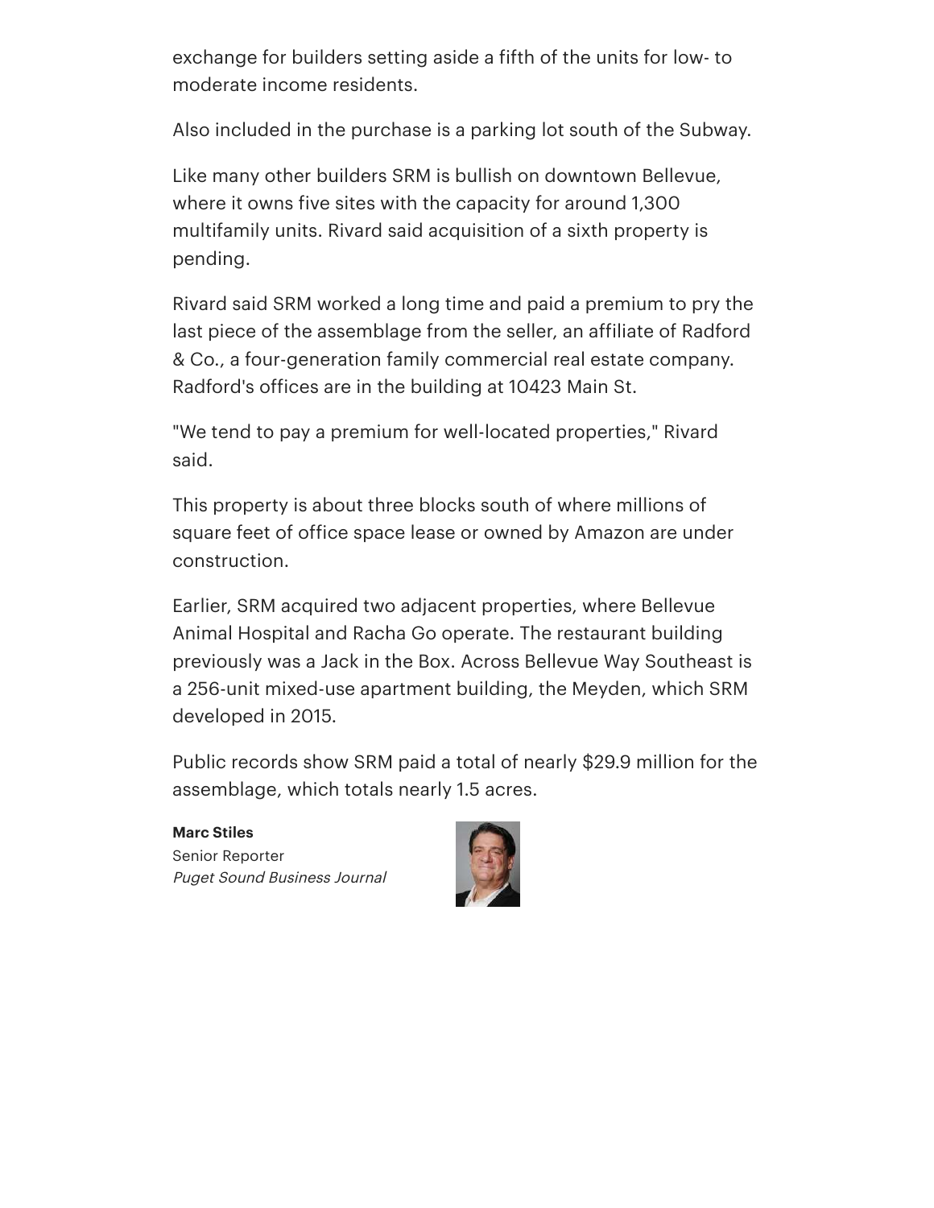exchange for builders setting aside a fifth of the units for low- to moderate income residents.

Also included in the purchase is a parking lot south of the Subway.

Like many other builders SRM is bullish on downtown Bellevue, where it owns five sites with the capacity for around 1,300 multifamily units. Rivard said acquisition of a sixth property is pending.

Rivard said SRM worked a long time and paid a premium to pry the last piece of the assemblage from the seller, an affiliate of Radford & Co., a four-generation family commercial real estate company. Radford's offices are in the building at 10423 Main St.

"We tend to pay a premium for well-located properties," Rivard said.

This property is about three blocks south of where millions of square feet of office space lease or owned by Amazon are under construction.

Earlier, SRM acquired two adjacent properties, where Bellevue Animal Hospital and Racha Go operate. The restaurant building previously was a Jack in the Box. Across Bellevue Way Southeast is a 256-unit mixed-use apartment building, the Meyden, which SRM developed in 2015.

Public records show SRM paid a total of nearly $29.9 million for the assemblage, which totals nearly 1.5 acres.

**Marc Stiles**
Senior Reporter
*Puget Sound Business Journal*